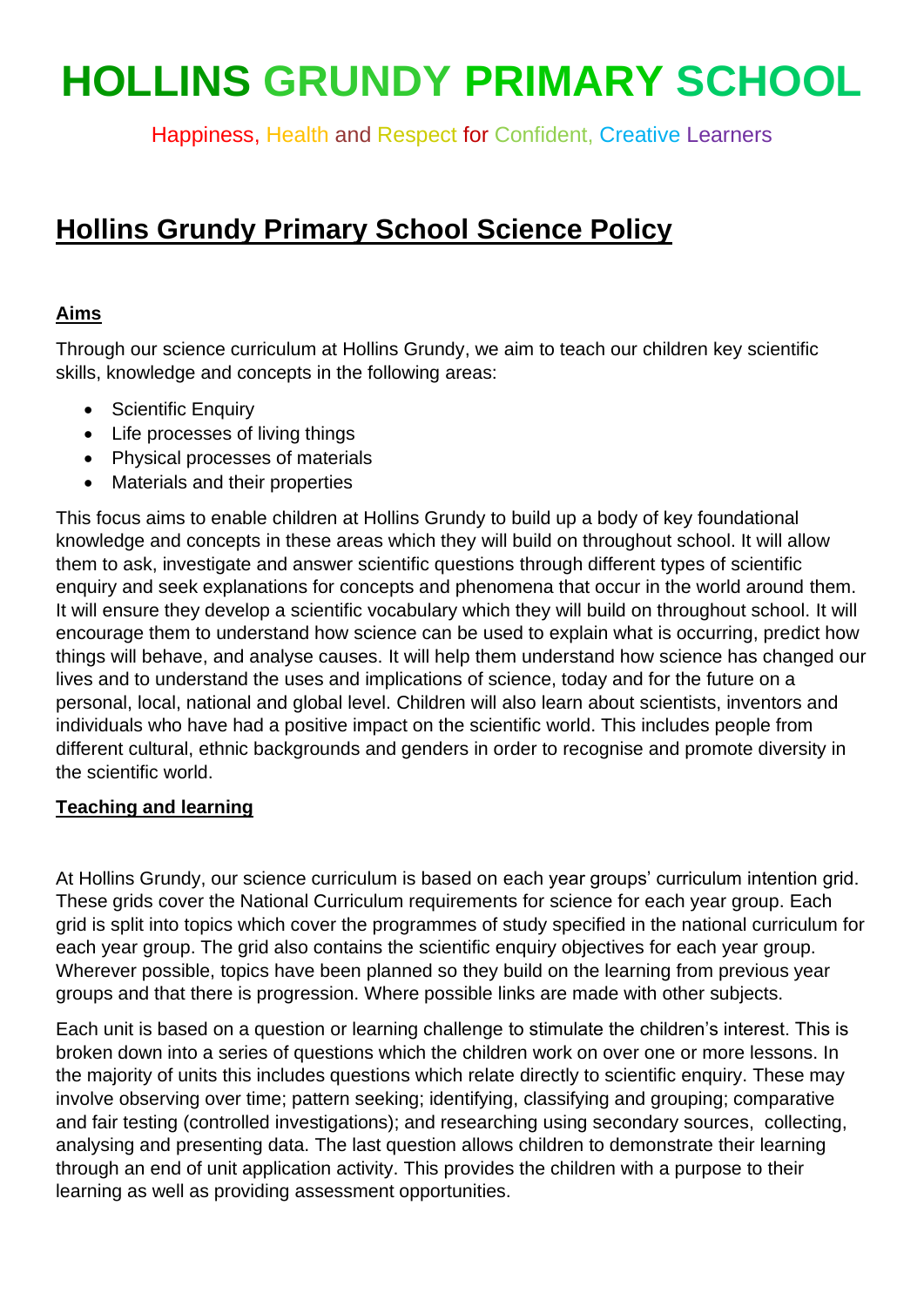# HOLLINS GRUNDY PRIMARY SCHOOL

Happiness, Health and Respect for Confident, Creative Learners

## Hollins Grundy Primary School Science Policy

### Aims

Through our science curriculum at Hollins Grundy, we aim to teach our children key scientific skills, knowledge and concepts in the following areas:

- Scientific Enquiry
- Life processes of living things
- Physical processes of materials
- Materials and their properties

This focus aims to enable children at Hollins Grundy to build up a body of key foundational knowledge and concepts in these areas which they will build on throughout school. It will allow them to ask, investigate and answer scientific questions through different types of scientific enquiry and seek explanations for concepts and phenomena that occur in the world around them. It will ensure they develop a scientific vocabulary which they will build on throughout school. It will encourage them to understand how science can be used to explain what is occurring, predict how things will behave, and analyse causes. It will help them understand how science has changed our lives and to understand the uses and implications of science, today and for the future on a personal, local, national and global level. Children will also learn about scientists, inventors and individuals who have had a positive impact on the scientific world. This includes people from different cultural, ethnic backgrounds and genders in order to recognise and promote diversity in the scientific world.

### Teaching and learning

At Hollins Grundy, our science curriculum is based on each year groups' curriculum intention grid. These grids cover the National Curriculum requirements for science for each year group. Each grid is split into topics which cover the programmes of study specified in the national curriculum for each year group. The grid also contains the scientific enquiry objectives for each year group. Wherever possible, topics have been planned so they build on the learning from previous year groups and that there is progression. Where possible links are made with other subjects.

Each unit is based on a question or learning challenge to stimulate the children's interest. This is broken down into a series of questions which the children work on over one or more lessons. In the majority of units this includes questions which relate directly to scientific enquiry. These may involve observing over time; pattern seeking; identifying, classifying and grouping; comparative and fair testing (controlled investigations); and researching using secondary sources, collecting, analysing and presenting data. The last question allows children to demonstrate their learning through an end of unit application activity. This provides the children with a purpose to their learning as well as providing assessment opportunities.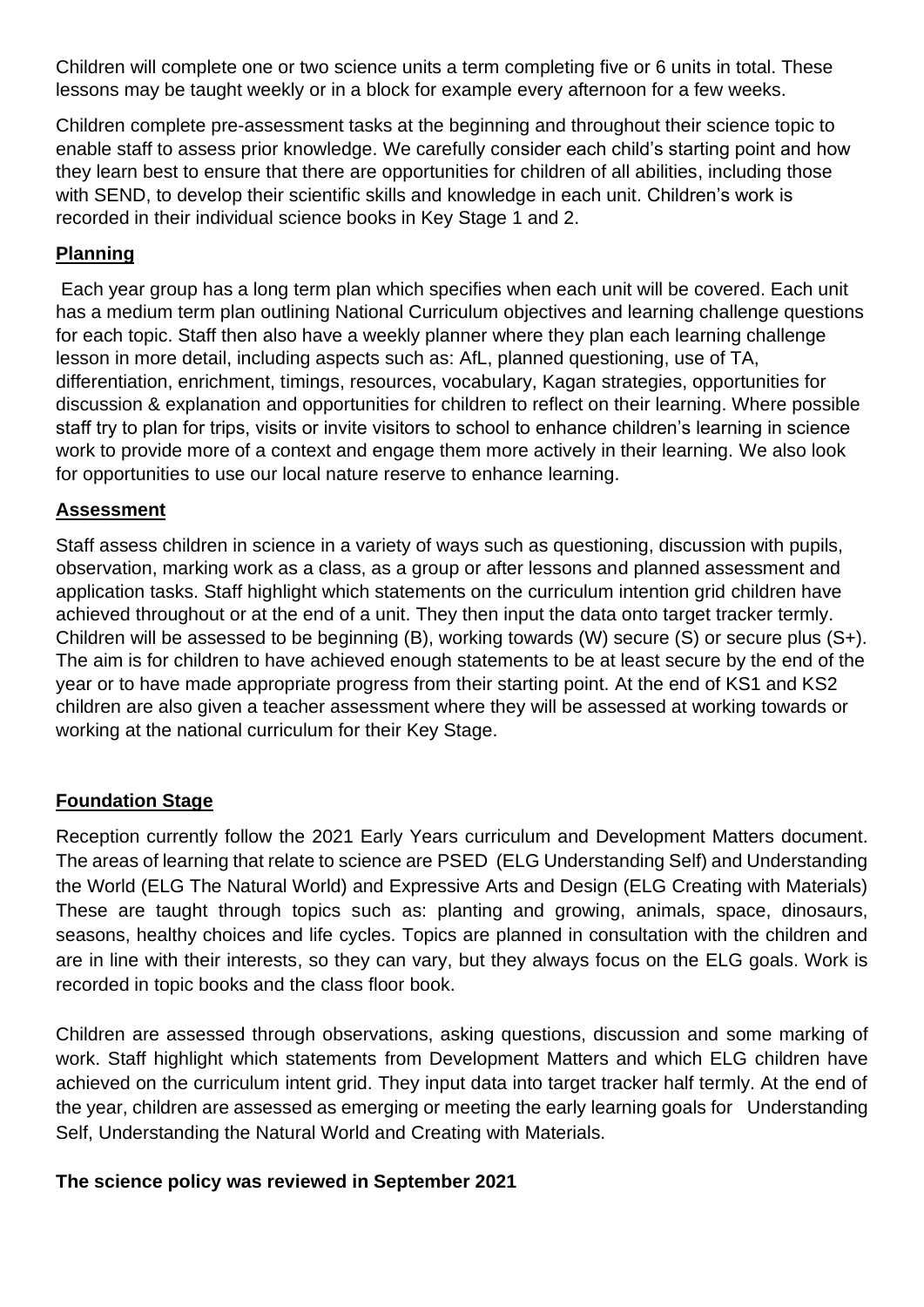Children will complete one or two science units a term completing five or 6 units in total. These lessons may be taught weekly or in a block for example every afternoon for a few weeks.

Children complete pre-assessment tasks at the beginning and throughout their science topic to enable staff to assess prior knowledge. We carefully consider each child's starting point and how they learn best to ensure that there are opportunities for children of all abilities, including those with SEND, to develop their scientific skills and knowledge in each unit. Children's work is recorded in their individual science books in Key Stage 1 and 2.

## Planning

Each year group has a long term plan which specifies when each unit will be covered. Each unit has a medium term plan outlining National Curriculum objectives and learning challenge questions for each topic. Staff then also have a weekly planner where they plan each learning challenge lesson in more detail, including aspects such as: AfL, planned questioning, use of TA, differentiation, enrichment, timings, resources, vocabulary, Kagan strategies, opportunities for discussion & explanation and opportunities for children to reflect on their learning. Where possible staff try to plan for trips, visits or invite visitors to school to enhance children's learning in science work to provide more of a context and engage them more actively in their learning. We also look for opportunities to use our local nature reserve to enhance learning.

## Assessment

Staff assess children in science in a variety of ways such as questioning, discussion with pupils, observation, marking work as a class, as a group or after lessons and planned assessment and application tasks. Staff highlight which statements on the curriculum intention grid children have achieved throughout or at the end of a unit. They then input the data onto target tracker termly. Children will be assessed to be beginning (B), working towards (W) secure (S) or secure plus (S+). The aim is for children to have achieved enough statements to be at least secure by the end of the year or to have made appropriate progress from their starting point. At the end of KS1 and KS2 children are also given a teacher assessment where they will be assessed at working towards or working at the national curriculum for their Key Stage.

## Foundation Stage

Reception currently follow the 2021 Early Years curriculum and Development Matters document. The areas of learning that relate to science are PSED (ELG Understanding Self) and Understanding the World (ELG The Natural World) and Expressive Arts and Design (ELG Creating with Materials) These are taught through topics such as: planting and growing, animals, space, dinosaurs, seasons, healthy choices and life cycles. Topics are planned in consultation with the children and are in line with their interests, so they can vary, but they always focus on the ELG goals. Work is recorded in topic books and the class floor book.

Children are assessed through observations, asking questions, discussion and some marking of work. Staff highlight which statements from Development Matters and which ELG children have achieved on the curriculum intent grid. They input data into target tracker half termly. At the end of the year, children are assessed as emerging or meeting the early learning goals for Understanding Self, Understanding the Natural World and Creating with Materials.

**The science policy was reviewed in September 2021**